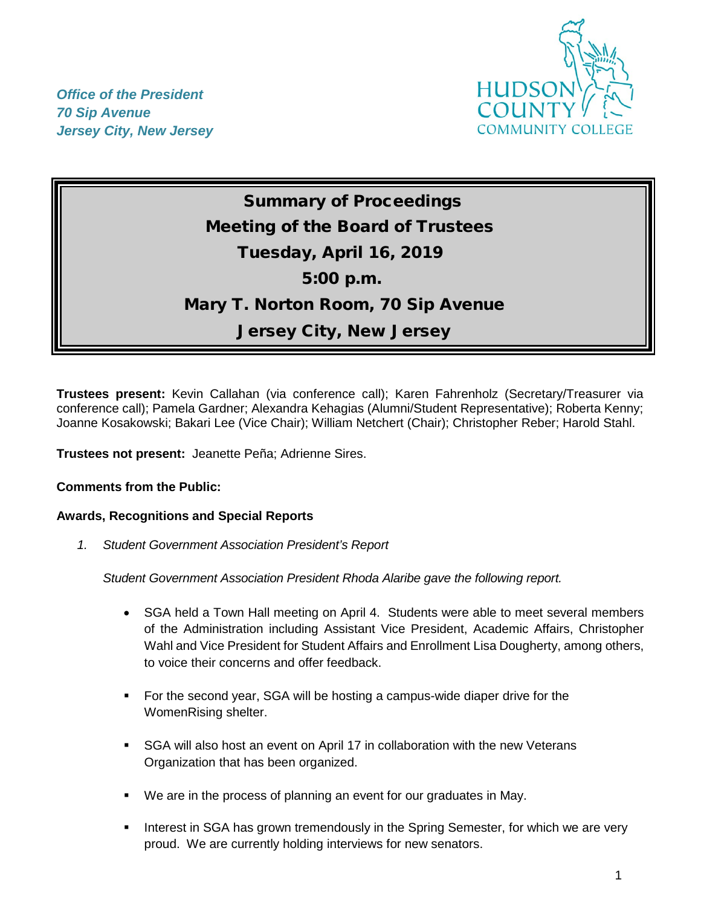*Office of the President*
*70 Sip Avenue*
*Jersey City, New Jersey*

HUDSON COUNTY COMMUNITY COLLEGE

# Summary of Proceedings
## Meeting of the Board of Trustees
## Tuesday, April 16, 2019
## 5:00 p.m.
## Mary T. Norton Room, 70 Sip Avenue
## Jersey City, New Jersey

**Trustees present:** Kevin Callahan (via conference call); Karen Fahrenholz (Secretary/Treasurer via conference call); Pamela Gardner; Alexandra Kehagias (Alumni/Student Representative); Roberta Kenny; Joanne Kosakowski; Bakari Lee (Vice Chair); William Netchert (Chair); Christopher Reber; Harold Stahl.

**Trustees not present:** Jeanette Peña; Adrienne Sires.

**Comments from the Public:**

**Awards, Recognitions and Special Reports**

1. *Student Government Association President's Report*

   *Student Government Association President Rhoda Alaribe gave the following report.*

   - SGA held a Town Hall meeting on April 4. Students were able to meet several members of the Administration including Assistant Vice President, Academic Affairs, Christopher Wahl and Vice President for Student Affairs and Enrollment Lisa Dougherty, among others, to voice their concerns and offer feedback.

   - For the second year, SGA will be hosting a campus-wide diaper drive for the WomenRising shelter.

   - SGA will also host an event on April 17 in collaboration with the new Veterans Organization that has been organized.

   - We are in the process of planning an event for our graduates in May.

   - Interest in SGA has grown tremendously in the Spring Semester, for which we are very proud. We are currently holding interviews for new senators.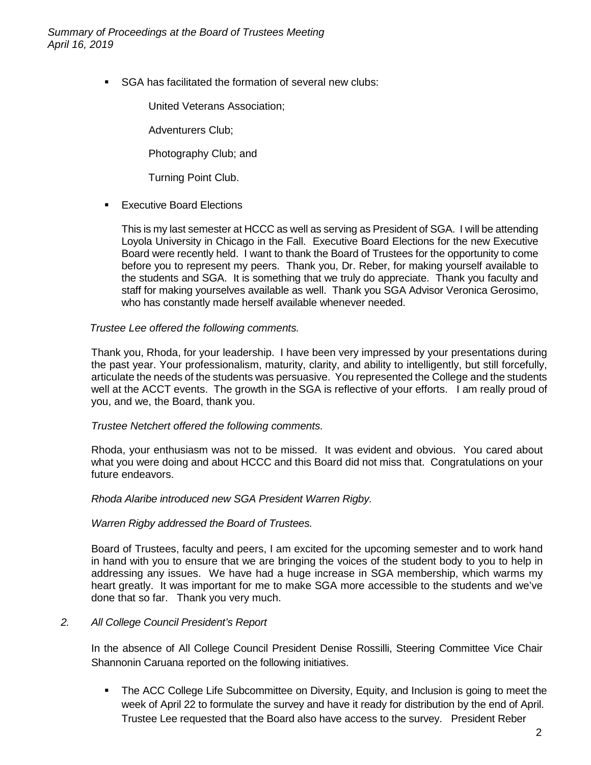- SGA has facilitated the formation of several new clubs:

  United Veterans Association;

  Adventurers Club;

  Photography Club; and

  Turning Point Club.

- Executive Board Elections

  This is my last semester at HCCC as well as serving as President of SGA. I will be attending Loyola University in Chicago in the Fall. Executive Board Elections for the new Executive Board were recently held. I want to thank the Board of Trustees for the opportunity to come before you to represent my peers. Thank you, Dr. Reber, for making yourself available to the students and SGA. It is something that we truly do appreciate. Thank you faculty and staff for making yourselves available as well. Thank you SGA Advisor Veronica Gerosimo, who has constantly made herself available whenever needed.

*Trustee Lee offered the following comments.*

Thank you, Rhoda, for your leadership. I have been very impressed by your presentations during the past year. Your professionalism, maturity, clarity, and ability to intelligently, but still forcefully, articulate the needs of the students was persuasive. You represented the College and the students well at the ACCT events. The growth in the SGA is reflective of your efforts. I am really proud of you, and we, the Board, thank you.

*Trustee Netchert offered the following comments.*

Rhoda, your enthusiasm was not to be missed. It was evident and obvious. You cared about what you were doing and about HCCC and this Board did not miss that. Congratulations on your future endeavors.

*Rhoda Alaribe introduced new SGA President Warren Rigby.*

*Warren Rigby addressed the Board of Trustees.*

Board of Trustees, faculty and peers, I am excited for the upcoming semester and to work hand in hand with you to ensure that we are bringing the voices of the student body to you to help in addressing any issues. We have had a huge increase in SGA membership, which warms my heart greatly. It was important for me to make SGA more accessible to the students and we've done that so far. Thank you very much.

2. *All College Council President's Report*

In the absence of All College Council President Denise Rossilli, Steering Committee Vice Chair Shannonin Caruana reported on the following initiatives.

- The ACC College Life Subcommittee on Diversity, Equity, and Inclusion is going to meet the week of April 22 to formulate the survey and have it ready for distribution by the end of April. Trustee Lee requested that the Board also have access to the survey. President Reber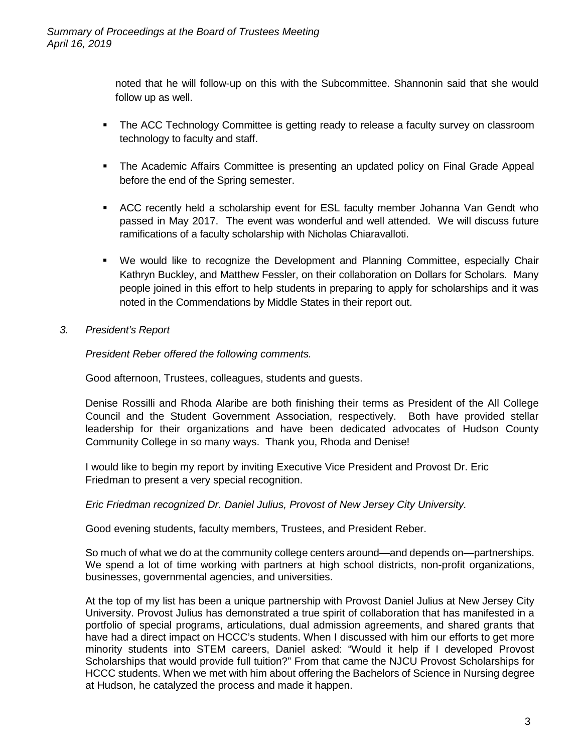noted that he will follow-up on this with the Subcommittee. Shannonin said that she would follow up as well.

- The ACC Technology Committee is getting ready to release a faculty survey on classroom technology to faculty and staff.

- The Academic Affairs Committee is presenting an updated policy on Final Grade Appeal before the end of the Spring semester.

- ACC recently held a scholarship event for ESL faculty member Johanna Van Gendt who passed in May 2017. The event was wonderful and well attended. We will discuss future ramifications of a faculty scholarship with Nicholas Chiaravalloti.

- We would like to recognize the Development and Planning Committee, especially Chair Kathryn Buckley, and Matthew Fessler, on their collaboration on Dollars for Scholars. Many people joined in this effort to help students in preparing to apply for scholarships and it was noted in the Commendations by Middle States in their report out.

3. *President's Report*

*President Reber offered the following comments.*

Good afternoon, Trustees, colleagues, students and guests.

Denise Rossilli and Rhoda Alaribe are both finishing their terms as President of the All College Council and the Student Government Association, respectively. Both have provided stellar leadership for their organizations and have been dedicated advocates of Hudson County Community College in so many ways. Thank you, Rhoda and Denise!

I would like to begin my report by inviting Executive Vice President and Provost Dr. Eric Friedman to present a very special recognition.

*Eric Friedman recognized Dr. Daniel Julius, Provost of New Jersey City University.*

Good evening students, faculty members, Trustees, and President Reber.

So much of what we do at the community college centers around—and depends on—partnerships. We spend a lot of time working with partners at high school districts, non-profit organizations, businesses, governmental agencies, and universities.

At the top of my list has been a unique partnership with Provost Daniel Julius at New Jersey City University. Provost Julius has demonstrated a true spirit of collaboration that has manifested in a portfolio of special programs, articulations, dual admission agreements, and shared grants that have had a direct impact on HCCC's students. When I discussed with him our efforts to get more minority students into STEM careers, Daniel asked: "Would it help if I developed Provost Scholarships that would provide full tuition?" From that came the NJCU Provost Scholarships for HCCC students. When we met with him about offering the Bachelors of Science in Nursing degree at Hudson, he catalyzed the process and made it happen.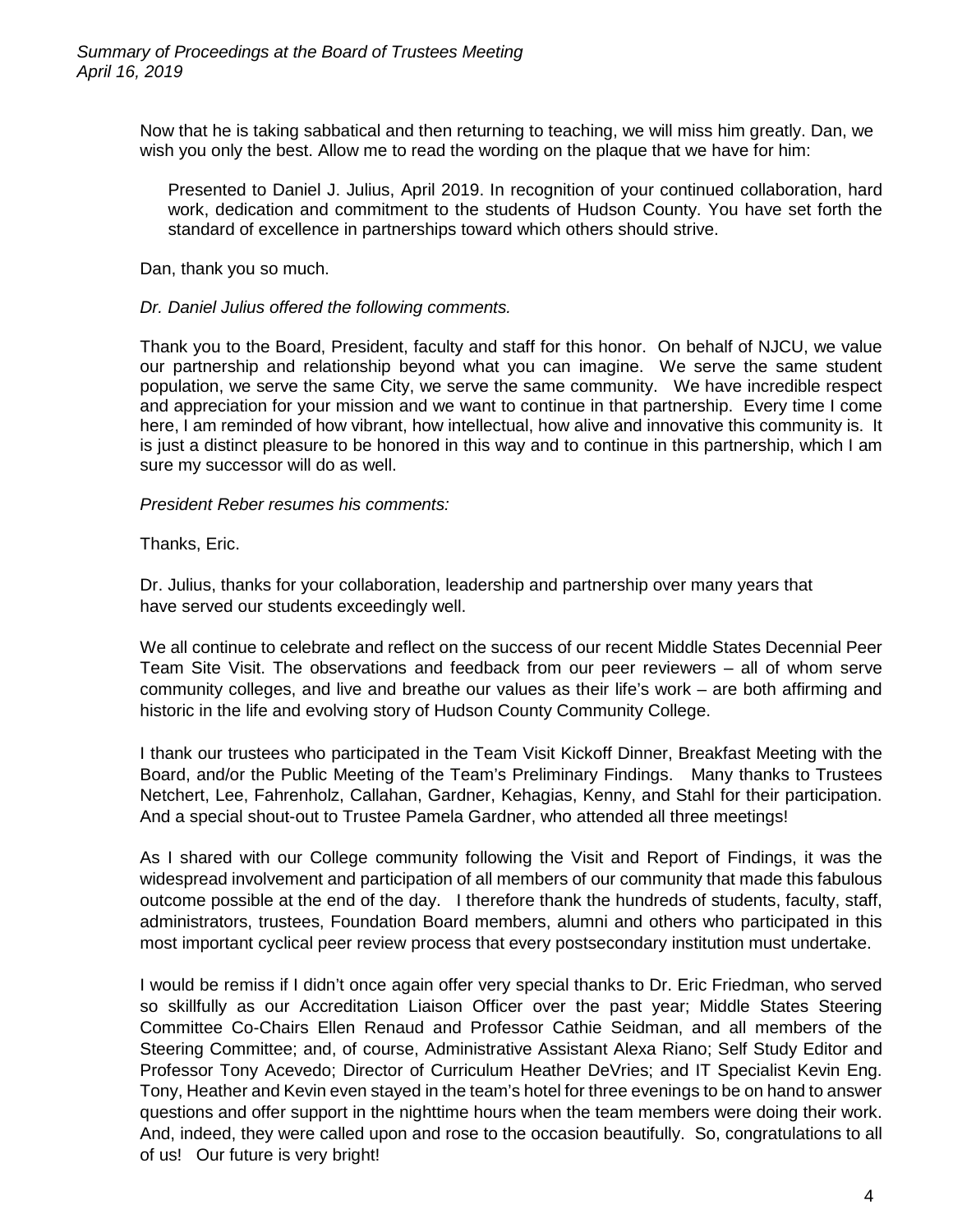Now that he is taking sabbatical and then returning to teaching, we will miss him greatly. Dan, we wish you only the best. Allow me to read the wording on the plaque that we have for him:

> Presented to Daniel J. Julius, April 2019. In recognition of your continued collaboration, hard work, dedication and commitment to the students of Hudson County. You have set forth the standard of excellence in partnerships toward which others should strive.

Dan, thank you so much.

*Dr. Daniel Julius offered the following comments.*

Thank you to the Board, President, faculty and staff for this honor. On behalf of NJCU, we value our partnership and relationship beyond what you can imagine. We serve the same student population, we serve the same City, we serve the same community. We have incredible respect and appreciation for your mission and we want to continue in that partnership. Every time I come here, I am reminded of how vibrant, how intellectual, how alive and innovative this community is. It is just a distinct pleasure to be honored in this way and to continue in this partnership, which I am sure my successor will do as well.

*President Reber resumes his comments:*

Thanks, Eric.

Dr. Julius, thanks for your collaboration, leadership and partnership over many years that have served our students exceedingly well.

We all continue to celebrate and reflect on the success of our recent Middle States Decennial Peer Team Site Visit. The observations and feedback from our peer reviewers – all of whom serve community colleges, and live and breathe our values as their life's work – are both affirming and historic in the life and evolving story of Hudson County Community College.

I thank our trustees who participated in the Team Visit Kickoff Dinner, Breakfast Meeting with the Board, and/or the Public Meeting of the Team's Preliminary Findings. Many thanks to Trustees Netchert, Lee, Fahrenholz, Callahan, Gardner, Kehagias, Kenny, and Stahl for their participation. And a special shout-out to Trustee Pamela Gardner, who attended all three meetings!

As I shared with our College community following the Visit and Report of Findings, it was the widespread involvement and participation of all members of our community that made this fabulous outcome possible at the end of the day. I therefore thank the hundreds of students, faculty, staff, administrators, trustees, Foundation Board members, alumni and others who participated in this most important cyclical peer review process that every postsecondary institution must undertake.

I would be remiss if I didn't once again offer very special thanks to Dr. Eric Friedman, who served so skillfully as our Accreditation Liaison Officer over the past year; Middle States Steering Committee Co-Chairs Ellen Renaud and Professor Cathie Seidman, and all members of the Steering Committee; and, of course, Administrative Assistant Alexa Riano; Self Study Editor and Professor Tony Acevedo; Director of Curriculum Heather DeVries; and IT Specialist Kevin Eng. Tony, Heather and Kevin even stayed in the team's hotel for three evenings to be on hand to answer questions and offer support in the nighttime hours when the team members were doing their work. And, indeed, they were called upon and rose to the occasion beautifully. So, congratulations to all of us! Our future is very bright!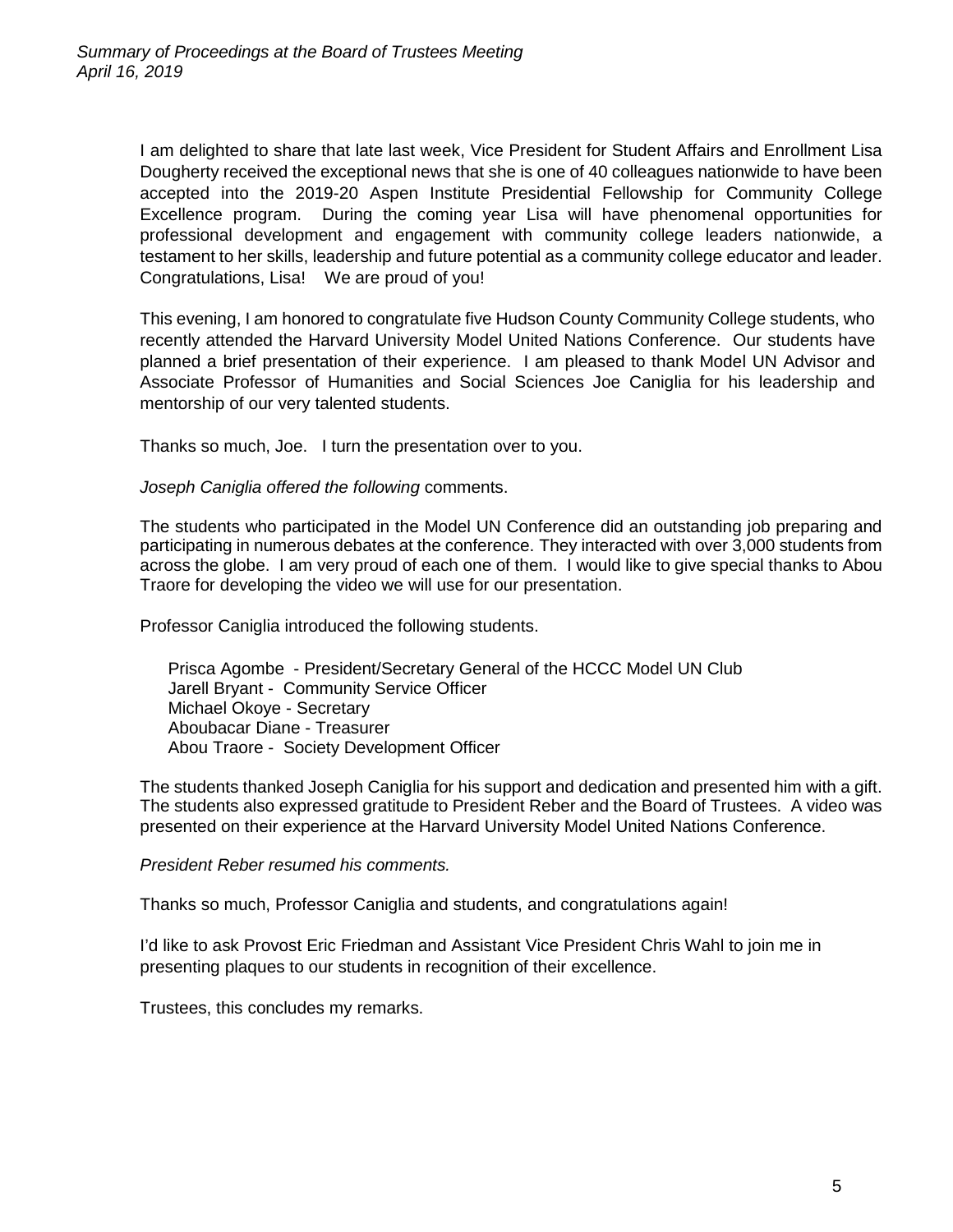I am delighted to share that late last week, Vice President for Student Affairs and Enrollment Lisa Dougherty received the exceptional news that she is one of 40 colleagues nationwide to have been accepted into the 2019-20 Aspen Institute Presidential Fellowship for Community College Excellence program. During the coming year Lisa will have phenomenal opportunities for professional development and engagement with community college leaders nationwide, a testament to her skills, leadership and future potential as a community college educator and leader. Congratulations, Lisa! We are proud of you!

This evening, I am honored to congratulate five Hudson County Community College students, who recently attended the Harvard University Model United Nations Conference. Our students have planned a brief presentation of their experience. I am pleased to thank Model UN Advisor and Associate Professor of Humanities and Social Sciences Joe Caniglia for his leadership and mentorship of our very talented students.

Thanks so much, Joe. I turn the presentation over to you.

*Joseph Caniglia offered the following* comments.

The students who participated in the Model UN Conference did an outstanding job preparing and participating in numerous debates at the conference. They interacted with over 3,000 students from across the globe. I am very proud of each one of them. I would like to give special thanks to Abou Traore for developing the video we will use for our presentation.

Professor Caniglia introduced the following students.

Prisca Agombe - President/Secretary General of the HCCC Model UN Club
Jarell Bryant - Community Service Officer
Michael Okoye - Secretary
Aboubacar Diane - Treasurer
Abou Traore - Society Development Officer

The students thanked Joseph Caniglia for his support and dedication and presented him with a gift. The students also expressed gratitude to President Reber and the Board of Trustees. A video was presented on their experience at the Harvard University Model United Nations Conference.

*President Reber resumed his comments.*

Thanks so much, Professor Caniglia and students, and congratulations again!

I'd like to ask Provost Eric Friedman and Assistant Vice President Chris Wahl to join me in presenting plaques to our students in recognition of their excellence.

Trustees, this concludes my remarks.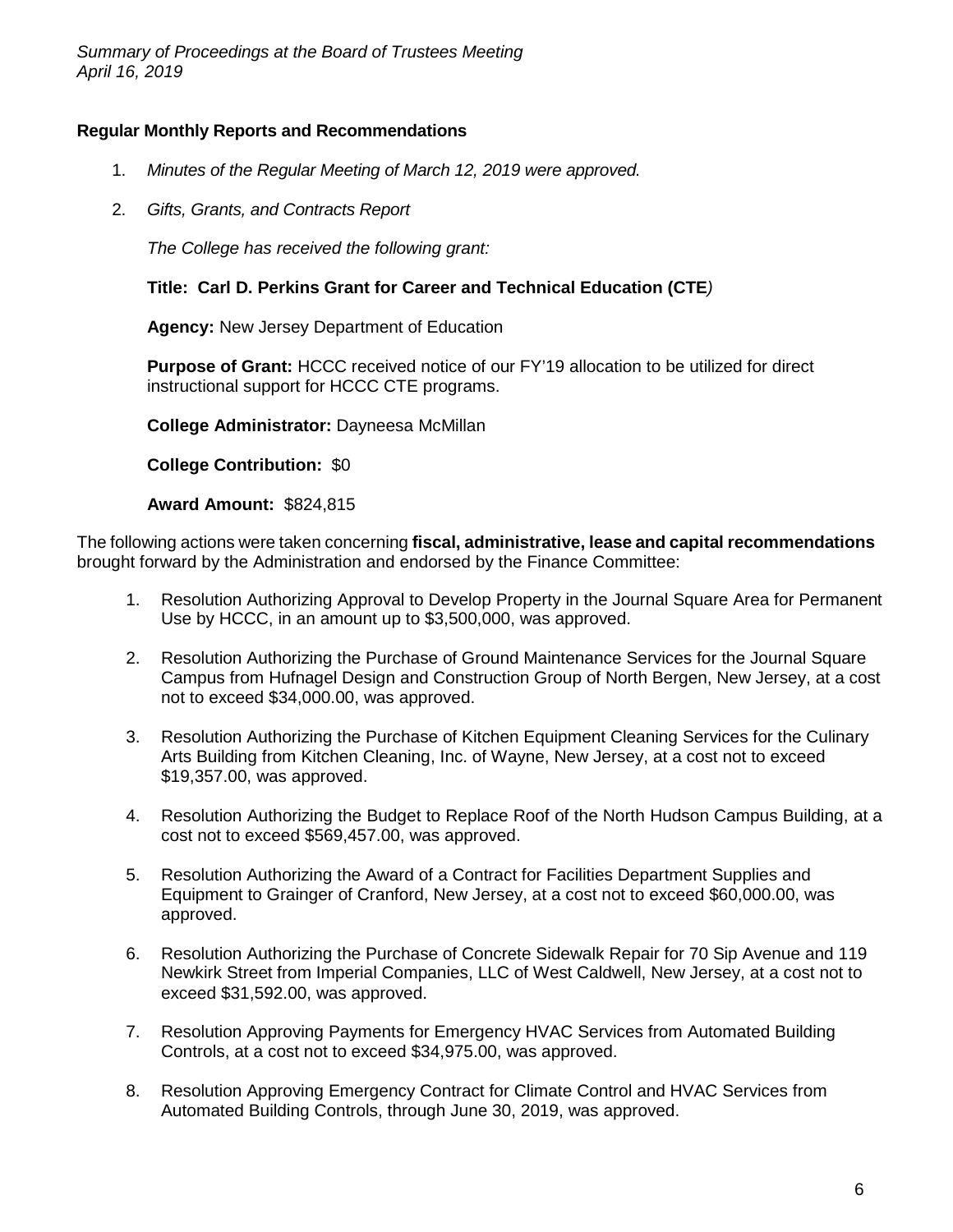**Regular Monthly Reports and Recommendations**

1. *Minutes of the Regular Meeting of March 12, 2019 were approved.*

2. *Gifts, Grants, and Contracts Report*

   *The College has received the following grant:*

   **Title: Carl D. Perkins Grant for Career and Technical Education (CTE***)*

   **Agency:** New Jersey Department of Education

   **Purpose of Grant:** HCCC received notice of our FY'19 allocation to be utilized for direct instructional support for HCCC CTE programs.

   **College Administrator:** Dayneesa McMillan

   **College Contribution:** $0

   **Award Amount:** $824,815

The following actions were taken concerning **fiscal, administrative, lease and capital recommendations** brought forward by the Administration and endorsed by the Finance Committee:

1. Resolution Authorizing Approval to Develop Property in the Journal Square Area for Permanent Use by HCCC, in an amount up to $3,500,000, was approved.

2. Resolution Authorizing the Purchase of Ground Maintenance Services for the Journal Square Campus from Hufnagel Design and Construction Group of North Bergen, New Jersey, at a cost not to exceed $34,000.00, was approved.

3. Resolution Authorizing the Purchase of Kitchen Equipment Cleaning Services for the Culinary Arts Building from Kitchen Cleaning, Inc. of Wayne, New Jersey, at a cost not to exceed $19,357.00, was approved.

4. Resolution Authorizing the Budget to Replace Roof of the North Hudson Campus Building, at a cost not to exceed $569,457.00, was approved.

5. Resolution Authorizing the Award of a Contract for Facilities Department Supplies and Equipment to Grainger of Cranford, New Jersey, at a cost not to exceed $60,000.00, was approved.

6. Resolution Authorizing the Purchase of Concrete Sidewalk Repair for 70 Sip Avenue and 119 Newkirk Street from Imperial Companies, LLC of West Caldwell, New Jersey, at a cost not to exceed $31,592.00, was approved.

7. Resolution Approving Payments for Emergency HVAC Services from Automated Building Controls, at a cost not to exceed $34,975.00, was approved.

8. Resolution Approving Emergency Contract for Climate Control and HVAC Services from Automated Building Controls, through June 30, 2019, was approved.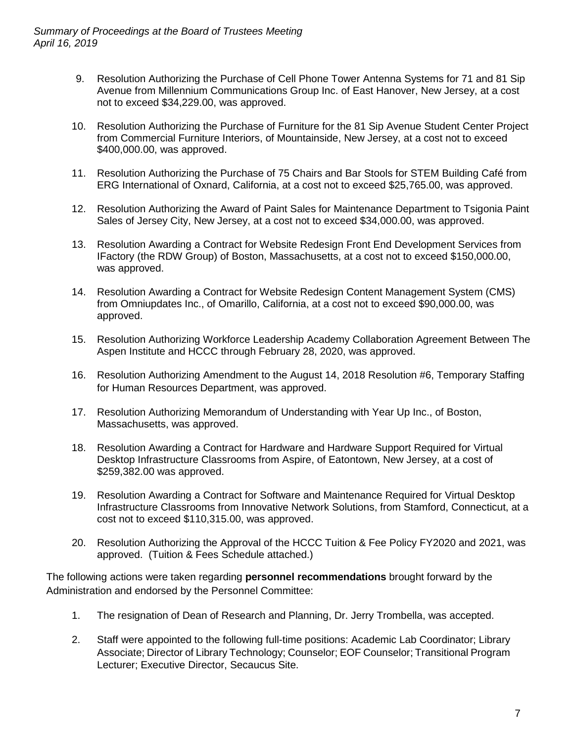9. Resolution Authorizing the Purchase of Cell Phone Tower Antenna Systems for 71 and 81 Sip Avenue from Millennium Communications Group Inc. of East Hanover, New Jersey, at a cost not to exceed $34,229.00, was approved.

10. Resolution Authorizing the Purchase of Furniture for the 81 Sip Avenue Student Center Project from Commercial Furniture Interiors, of Mountainside, New Jersey, at a cost not to exceed $400,000.00, was approved.

11. Resolution Authorizing the Purchase of 75 Chairs and Bar Stools for STEM Building Café from ERG International of Oxnard, California, at a cost not to exceed $25,765.00, was approved.

12. Resolution Authorizing the Award of Paint Sales for Maintenance Department to Tsigonia Paint Sales of Jersey City, New Jersey, at a cost not to exceed $34,000.00, was approved.

13. Resolution Awarding a Contract for Website Redesign Front End Development Services from IFactory (the RDW Group) of Boston, Massachusetts, at a cost not to exceed $150,000.00, was approved.

14. Resolution Awarding a Contract for Website Redesign Content Management System (CMS) from Omniupdates Inc., of Omarillo, California, at a cost not to exceed $90,000.00, was approved.

15. Resolution Authorizing Workforce Leadership Academy Collaboration Agreement Between The Aspen Institute and HCCC through February 28, 2020, was approved.

16. Resolution Authorizing Amendment to the August 14, 2018 Resolution #6, Temporary Staffing for Human Resources Department, was approved.

17. Resolution Authorizing Memorandum of Understanding with Year Up Inc., of Boston, Massachusetts, was approved.

18. Resolution Awarding a Contract for Hardware and Hardware Support Required for Virtual Desktop Infrastructure Classrooms from Aspire, of Eatontown, New Jersey, at a cost of $259,382.00 was approved.

19. Resolution Awarding a Contract for Software and Maintenance Required for Virtual Desktop Infrastructure Classrooms from Innovative Network Solutions, from Stamford, Connecticut, at a cost not to exceed $110,315.00, was approved.

20. Resolution Authorizing the Approval of the HCCC Tuition & Fee Policy FY2020 and 2021, was approved. (Tuition & Fees Schedule attached.)

The following actions were taken regarding **personnel recommendations** brought forward by the Administration and endorsed by the Personnel Committee:

1. The resignation of Dean of Research and Planning, Dr. Jerry Trombella, was accepted.

2. Staff were appointed to the following full-time positions: Academic Lab Coordinator; Library Associate; Director of Library Technology; Counselor; EOF Counselor; Transitional Program Lecturer; Executive Director, Secaucus Site.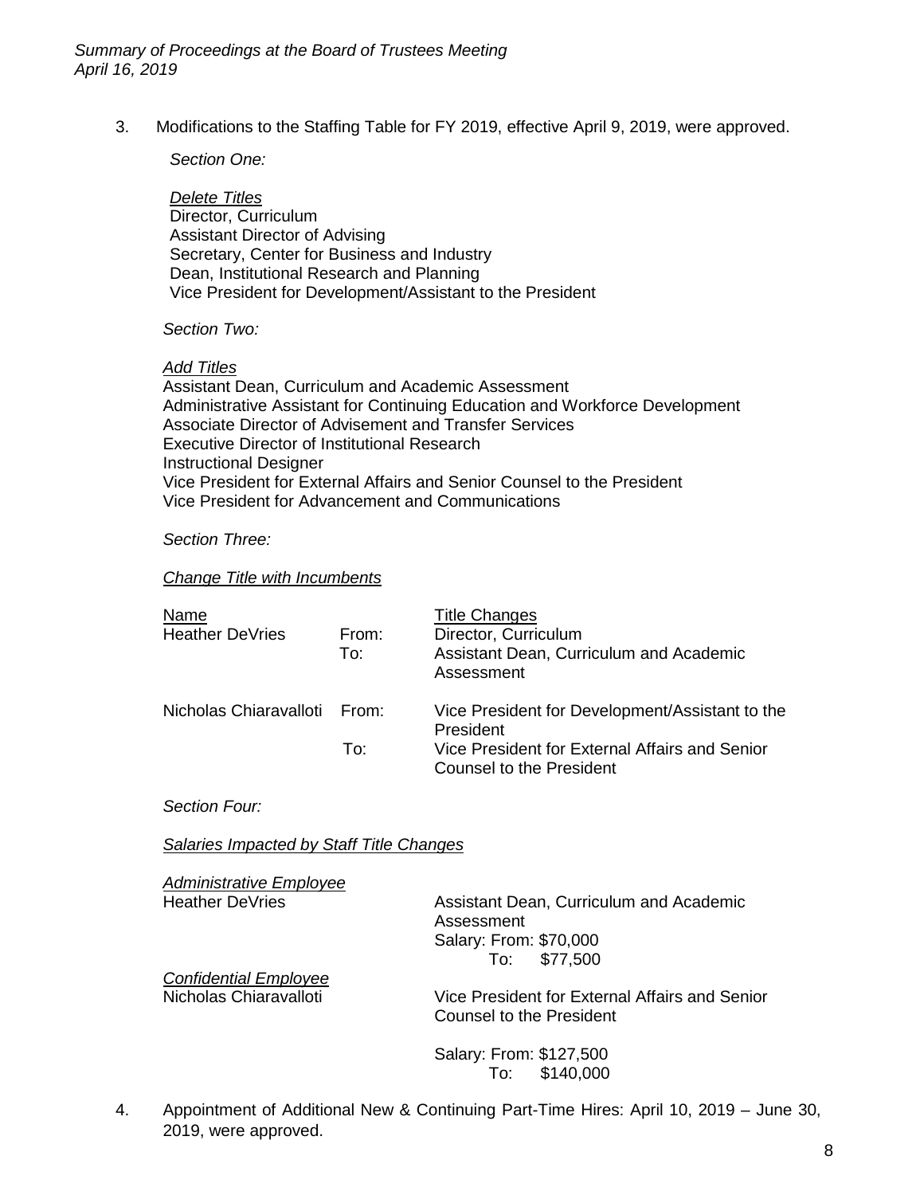3. Modifications to the Staffing Table for FY 2019, effective April 9, 2019, were approved.

   *Section One:*

   *Delete Titles*
   Director, Curriculum
   Assistant Director of Advising
   Secretary, Center for Business and Industry
   Dean, Institutional Research and Planning
   Vice President for Development/Assistant to the President

   *Section Two:*

   *Add Titles*
   Assistant Dean, Curriculum and Academic Assessment
   Administrative Assistant for Continuing Education and Workforce Development
   Associate Director of Advisement and Transfer Services
   Executive Director of Institutional Research
   Instructional Designer
   Vice President for External Affairs and Senior Counsel to the President
   Vice President for Advancement and Communications

   *Section Three:*

   *Change Title with Incumbents*

| Name | | Title Changes |
|---|---|---|
| Heather DeVries | From: | Director, Curriculum |
| | To: | Assistant Dean, Curriculum and Academic Assessment |
| Nicholas Chiaravalloti | From: | Vice President for Development/Assistant to the President |
| | To: | Vice President for External Affairs and Senior Counsel to the President |

   *Section Four:*

   *Salaries Impacted by Staff Title Changes*

   *Administrative Employee*
   Heather DeVries — Assistant Dean, Curriculum and Academic Assessment
   Salary: From: $70,000
   To: $77,500

   *Confidential Employee*
   Nicholas Chiaravalloti — Vice President for External Affairs and Senior Counsel to the President

   Salary: From: $127,500
   To: $140,000

4. Appointment of Additional New & Continuing Part-Time Hires: April 10, 2019 – June 30, 2019, were approved.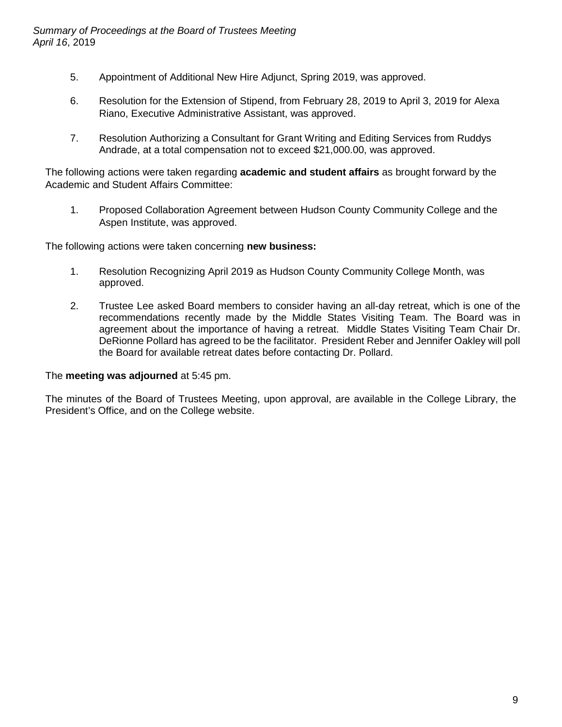5. Appointment of Additional New Hire Adjunct, Spring 2019, was approved.

6. Resolution for the Extension of Stipend, from February 28, 2019 to April 3, 2019 for Alexa Riano, Executive Administrative Assistant, was approved.

7. Resolution Authorizing a Consultant for Grant Writing and Editing Services from Ruddys Andrade, at a total compensation not to exceed $21,000.00, was approved.

The following actions were taken regarding **academic and student affairs** as brought forward by the Academic and Student Affairs Committee:

1. Proposed Collaboration Agreement between Hudson County Community College and the Aspen Institute, was approved.

The following actions were taken concerning **new business:**

1. Resolution Recognizing April 2019 as Hudson County Community College Month, was approved.

2. Trustee Lee asked Board members to consider having an all-day retreat, which is one of the recommendations recently made by the Middle States Visiting Team. The Board was in agreement about the importance of having a retreat. Middle States Visiting Team Chair Dr. DeRionne Pollard has agreed to be the facilitator. President Reber and Jennifer Oakley will poll the Board for available retreat dates before contacting Dr. Pollard.

The **meeting was adjourned** at 5:45 pm.

The minutes of the Board of Trustees Meeting, upon approval, are available in the College Library, the President's Office, and on the College website.